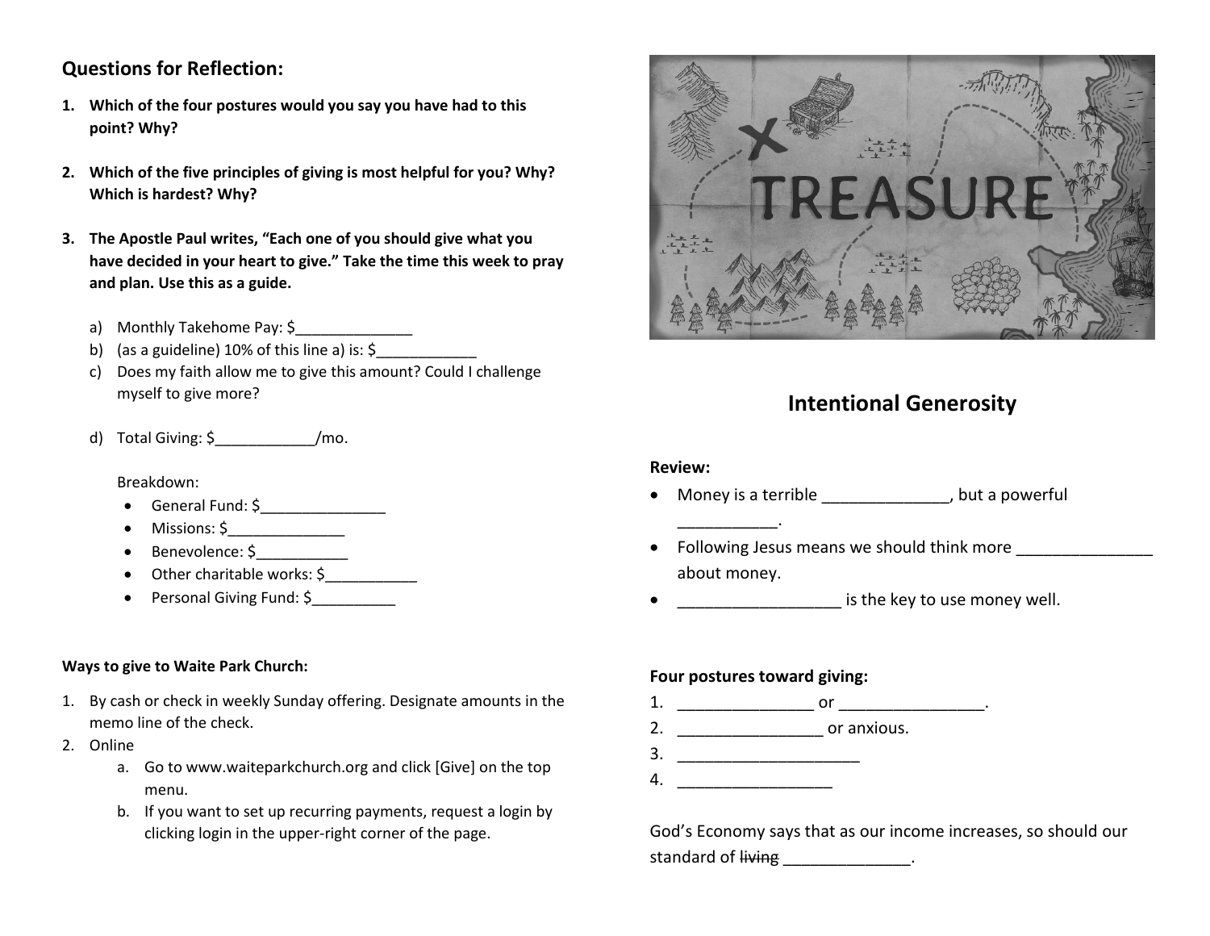## Questions for Reflection:

1. **Which of the four postures would you say you have had to this point? Why?**

2. **Which of the five principles of giving is most helpful for you? Why? Which is hardest? Why?**

3. **The Apostle Paul writes, "Each one of you should give what you have decided in your heart to give." Take the time this week to pray and plan. Use this as a guide.**

   a) Monthly Takehome Pay: $______________
   b) (as a guideline) 10% of this line a) is: $____________
   c) Does my faith allow me to give this amount? Could I challenge myself to give more?

   d) Total Giving: $____________/mo.

   Breakdown:
   - General Fund: $_______________
   - Missions: $______________
   - Benevolence: $___________
   - Other charitable works: $___________
   - Personal Giving Fund: $__________

**Ways to give to Waite Park Church:**

1. By cash or check in weekly Sunday offering. Designate amounts in the memo line of the check.
2. Online
   a. Go to www.waiteparkchurch.org and click [Give] on the top menu.
   b. If you want to set up recurring payments, request a login by clicking login in the upper-right corner of the page.

## Intentional Generosity

**Review:**

- Money is a terrible ______________, but a powerful ___________.
- Following Jesus means we should think more _______________ about money.
- __________________ is the key to use money well.

**Four postures toward giving:**

1. _______________ or ________________.
2. ________________ or anxious.
3. _____________________
4. _________________

God's Economy says that as our income increases, so should our standard of ~~living~~ ______________.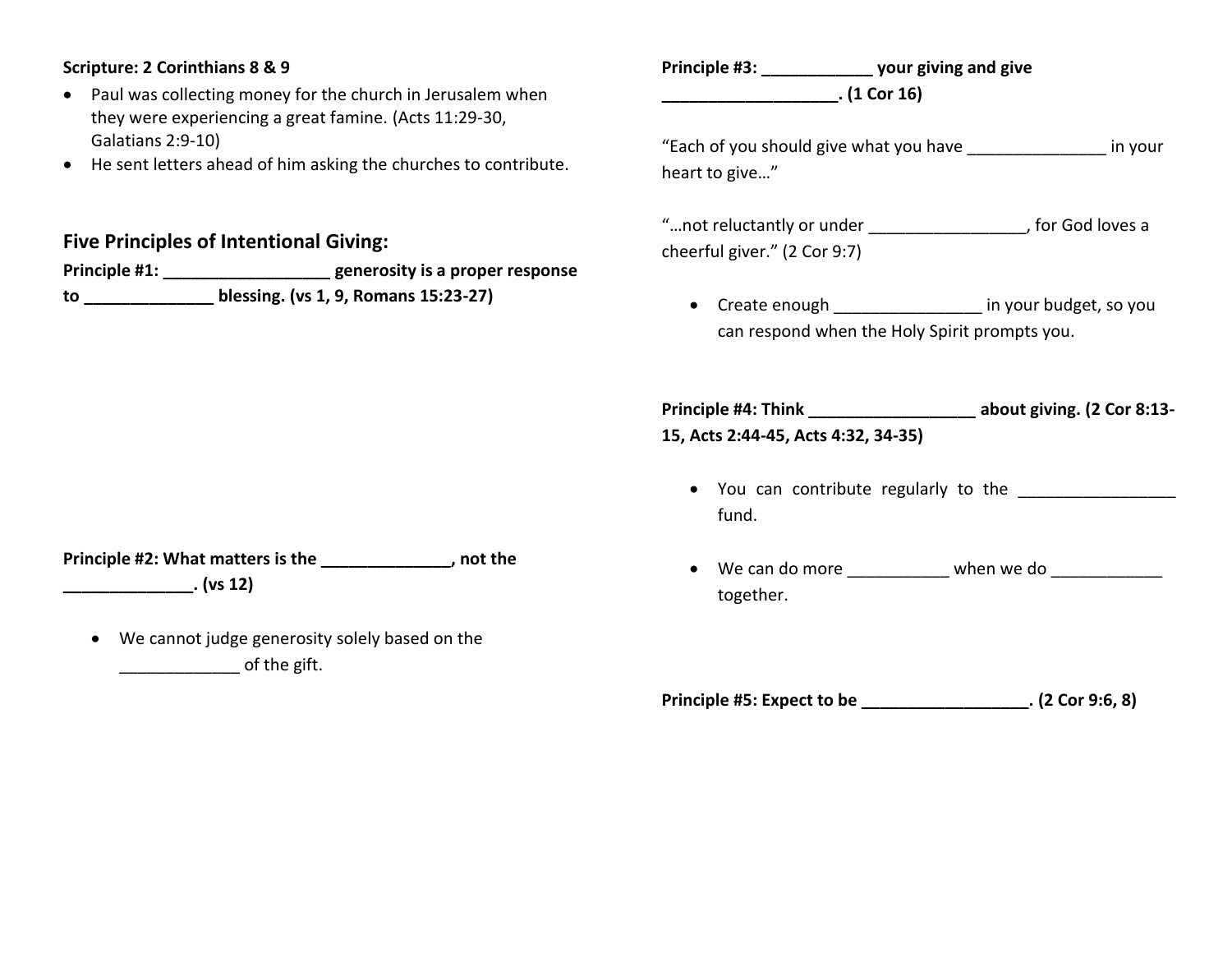**Scripture: 2 Corinthians 8 & 9**

- Paul was collecting money for the church in Jerusalem when they were experiencing a great famine. (Acts 11:29-30, Galatians 2:9-10)
- He sent letters ahead of him asking the churches to contribute.

## Five Principles of Intentional Giving:

**Principle #1: __________________ generosity is a proper response to ______________ blessing. (vs 1, 9, Romans 15:23-27)**

**Principle #2: What matters is the ______________, not the ______________. (vs 12)**

- We cannot judge generosity solely based on the _____________ of the gift.

**Principle #3: ____________ your giving and give ___________________. (1 Cor 16)**

"Each of you should give what you have _______________ in your heart to give…"

"…not reluctantly or under _________________, for God loves a cheerful giver." (2 Cor 9:7)

- Create enough ________________ in your budget, so you can respond when the Holy Spirit prompts you.

**Principle #4: Think __________________ about giving. (2 Cor 8:13-15, Acts 2:44-45, Acts 4:32, 34-35)**

- You can contribute regularly to the _________________ fund.
- We can do more ___________ when we do ____________ together.

**Principle #5: Expect to be __________________. (2 Cor 9:6, 8)**